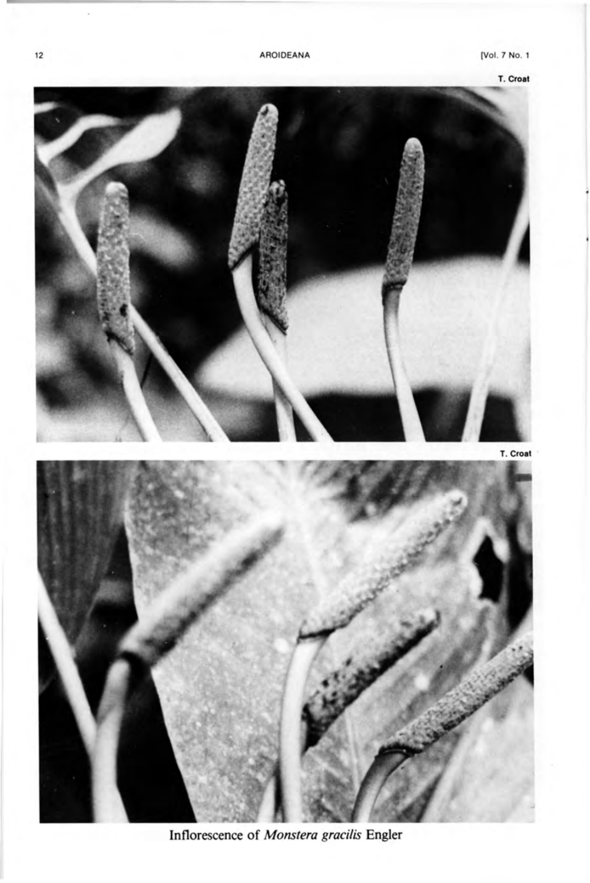T. Croat

T. Croat

Inflorescence of *Monstera gracilis* Engler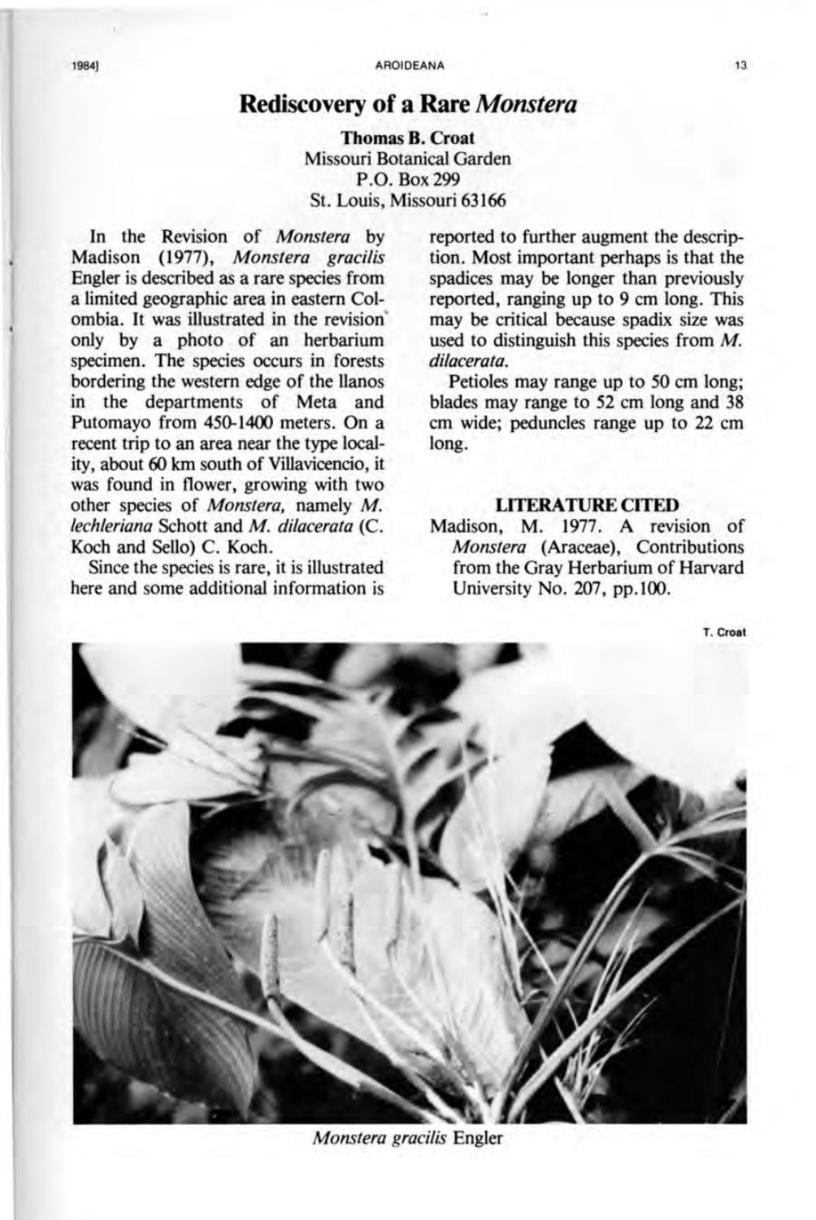# Rediscovery of a Rare *Monstera*

**Thomas B. Croat**
Missouri Botanical Garden
P.O. Box 299
St. Louis, Missouri 63166

In the Revision of *Monstera* by Madison (1977), *Monstera gracilis* Engler is described as a rare species from a limited geographic area in eastern Colombia. It was illustrated in the revision only by a photo of an herbarium specimen. The species occurs in forests bordering the western edge of the llanos in the departments of Meta and Putomayo from 450-1400 meters. On a recent trip to an area near the type locality, about 60 km south of Villavicencio, it was found in flower, growing with two other species of *Monstera,* namely *M. lechleriana* Schott and *M. dilacerata* (C. Koch and Sello) C. Koch.

Since the species is rare, it is illustrated here and some additional information is reported to further augment the description. Most important perhaps is that the spadices may be longer than previously reported, ranging up to 9 cm long. This may be critical because spadix size was used to distinguish this species from *M. dilacerata.*

Petioles may range up to 50 cm long; blades may range to 52 cm long and 38 cm wide; peduncles range up to 22 cm long.

## LITERATURE CITED

Madison, M. 1977. A revision of *Monstera* (Araceae), Contributions from the Gray Herbarium of Harvard University No. 207, pp.100.

T. Croat

*Monstera gracilis* Engler